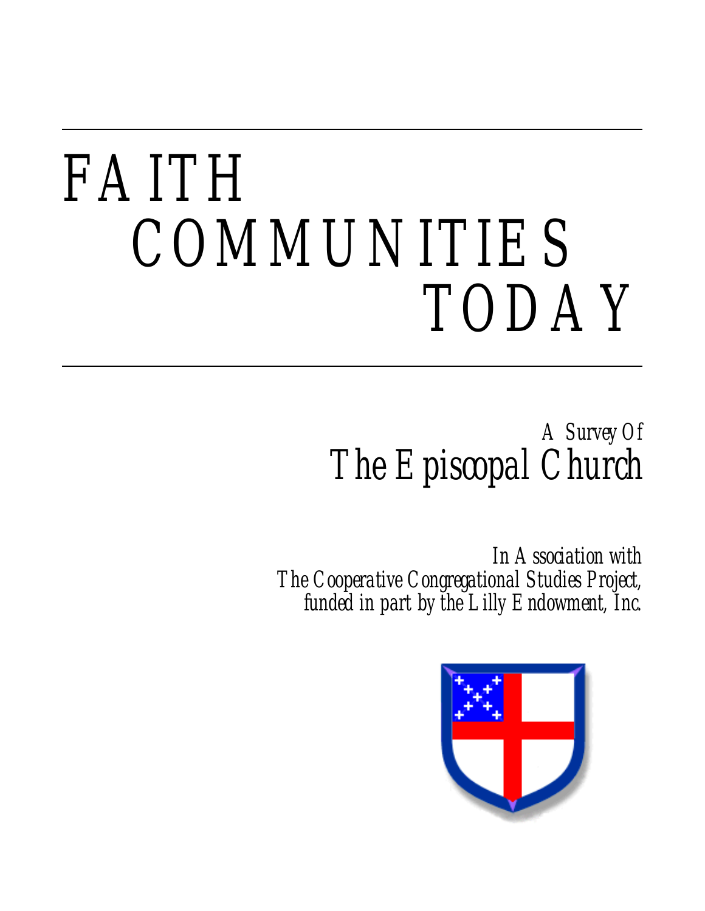# FAITH COMMUNITIES TODAY

*A Survey Of*

## The Episcopal Church

*In Association with*
*The Cooperative Congregational Studies Project,*
*funded in part by the Lilly Endowment, Inc.*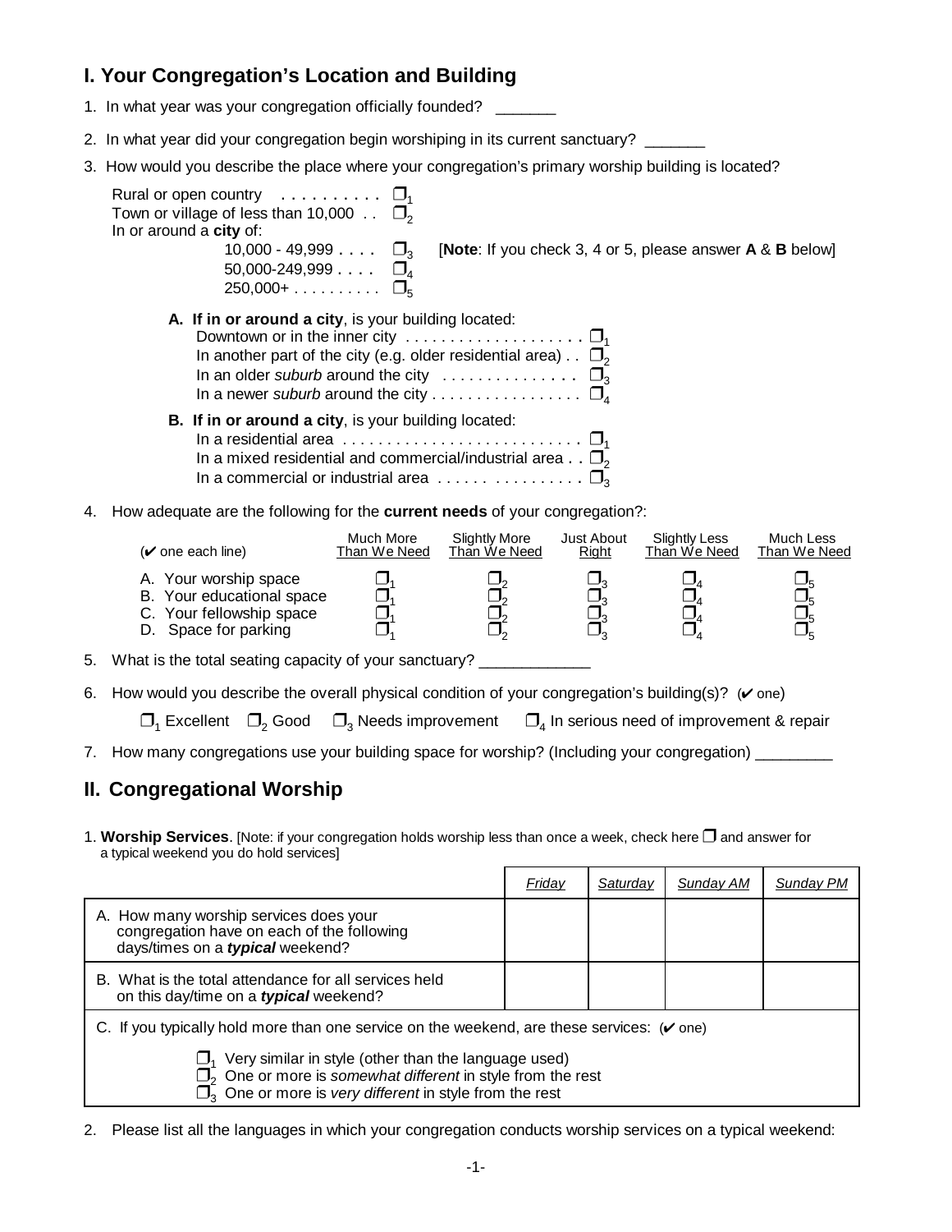## I. Your Congregation's Location and Building

1. In what year was your congregation officially founded? _______

2. In what year did your congregation begin worshiping in its current sanctuary? _______

3. How would you describe the place where your congregation's primary worship building is located?

   Rural or open country . . . . . . . . . . ❒1
   Town or village of less than 10,000 . . ❒2
   In or around a **city** of:
   10,000 - 49,999 . . . . ❒3 [**Note**: If you check 3, 4 or 5, please answer **A** & **B** below]
   50,000-249,999 . . . . ❒4
   250,000+ . . . . . . . . . ❒5

   **A. If in or around a city**, is your building located:
   Downtown or in the inner city . . . . . . . . . . . . . . . . . . . . ❒1
   In another part of the city (e.g. older residential area) . . ❒2
   In an older *suburb* around the city . . . . . . . . . . . . . . . ❒3
   In a newer *suburb* around the city . . . . . . . . . . . . . . . . ❒4

   **B. If in or around a city**, is your building located:
   In a residential area . . . . . . . . . . . . . . . . . . . . . . . . . . ❒1
   In a mixed residential and commercial/industrial area . . ❒2
   In a commercial or industrial area . . . . . . . . . . . . . . . . ❒3

4. How adequate are the following for the **current needs** of your congregation?:

| (✔ one each line) | Much More Than We Need | Slightly More Than We Need | Just About Right | Slightly Less Than We Need | Much Less Than We Need |
|---|---|---|---|---|---|
| A. Your worship space | ❒1 | ❒2 | ❒3 | ❒4 | ❒5 |
| B. Your educational space | ❒1 | ❒2 | ❒3 | ❒4 | ❒5 |
| C. Your fellowship space | ❒1 | ❒2 | ❒3 | ❒4 | ❒5 |
| D. Space for parking | ❒1 | ❒2 | ❒3 | ❒4 | ❒5 |

5. What is the total seating capacity of your sanctuary? _____________

6. How would you describe the overall physical condition of your congregation's building(s)? (✔ one)

   ❒1 Excellent ❒2 Good ❒3 Needs improvement ❒4 In serious need of improvement & repair

7. How many congregations use your building space for worship? (Including your congregation) _________

## II. Congregational Worship

1. **Worship Services**. [Note: if your congregation holds worship less than once a week, check here ❒ and answer for a typical weekend you do hold services]

| | *Friday* | *Saturday* | *Sunday AM* | *Sunday PM* |
|---|---|---|---|---|
| A. How many worship services does your congregation have on each of the following days/times on a ***typical*** weekend? | | | | |
| B. What is the total attendance for all services held on this day/time on a ***typical*** weekend? | | | | |

C. If you typically hold more than one service on the weekend, are these services: (✔ one)

❒1 Very similar in style (other than the language used)
❒2 One or more is *somewhat different* in style from the rest
❒3 One or more is *very different* in style from the rest

2. Please list all the languages in which your congregation conducts worship services on a typical weekend: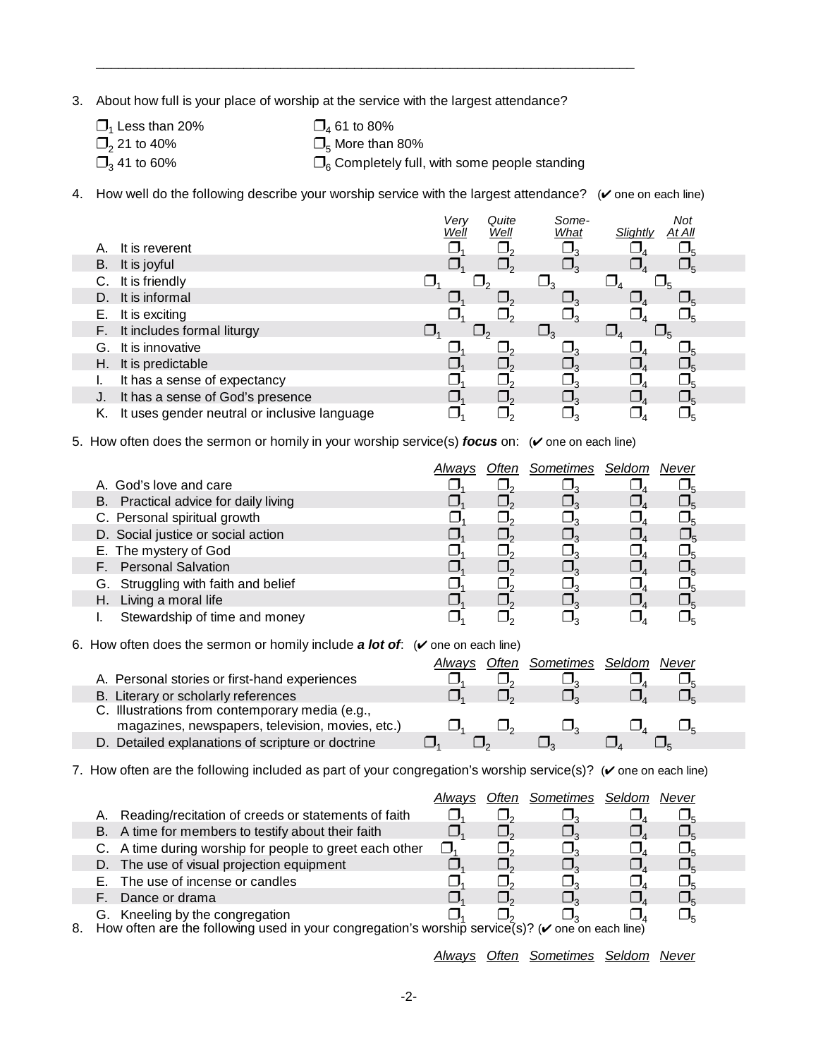3. About how full is your place of worship at the service with the largest attendance?

❒1 Less than 20%
❒2 21 to 40%
❒3 41 to 60%
❒4 61 to 80%
❒5 More than 80%
❒6 Completely full, with some people standing

4. How well do the following describe your worship service with the largest attendance? (✔ one on each line)

| | Very Well | Quite Well | Some-What | Slightly | Not At All |
|---|---|---|---|---|---|
| A. It is reverent | ❒1 | ❒2 | ❒3 | ❒4 | ❒5 |
| B. It is joyful | ❒1 | ❒2 | ❒3 | ❒4 | ❒5 |
| C. It is friendly | ❒1 | ❒2 | ❒3 | ❒4 | ❒5 |
| D. It is informal | ❒1 | ❒2 | ❒3 | ❒4 | ❒5 |
| E. It is exciting | ❒1 | ❒2 | ❒3 | ❒4 | ❒5 |
| F. It includes formal liturgy | ❒1 | ❒2 | ❒3 | ❒4 | ❒5 |
| G. It is innovative | ❒1 | ❒2 | ❒3 | ❒4 | ❒5 |
| H. It is predictable | ❒1 | ❒2 | ❒3 | ❒4 | ❒5 |
| I. It has a sense of expectancy | ❒1 | ❒2 | ❒3 | ❒4 | ❒5 |
| J. It has a sense of God's presence | ❒1 | ❒2 | ❒3 | ❒4 | ❒5 |
| K. It uses gender neutral or inclusive language | ❒1 | ❒2 | ❒3 | ❒4 | ❒5 |

5. How often does the sermon or homily in your worship service(s) ***focus*** on: (✔ one on each line)

| | Always | Often | Sometimes | Seldom | Never |
|---|---|---|---|---|---|
| A. God's love and care | ❒1 | ❒2 | ❒3 | ❒4 | ❒5 |
| B. Practical advice for daily living | ❒1 | ❒2 | ❒3 | ❒4 | ❒5 |
| C. Personal spiritual growth | ❒1 | ❒2 | ❒3 | ❒4 | ❒5 |
| D. Social justice or social action | ❒1 | ❒2 | ❒3 | ❒4 | ❒5 |
| E. The mystery of God | ❒1 | ❒2 | ❒3 | ❒4 | ❒5 |
| F. Personal Salvation | ❒1 | ❒2 | ❒3 | ❒4 | ❒5 |
| G. Struggling with faith and belief | ❒1 | ❒2 | ❒3 | ❒4 | ❒5 |
| H. Living a moral life | ❒1 | ❒2 | ❒3 | ❒4 | ❒5 |
| I. Stewardship of time and money | ❒1 | ❒2 | ❒3 | ❒4 | ❒5 |

6. How often does the sermon or homily include ***a lot of***: (✔ one on each line)

| | Always | Often | Sometimes | Seldom | Never |
|---|---|---|---|---|---|
| A. Personal stories or first-hand experiences | ❒1 | ❒2 | ❒3 | ❒4 | ❒5 |
| B. Literary or scholarly references | ❒1 | ❒2 | ❒3 | ❒4 | ❒5 |
| C. Illustrations from contemporary media (e.g., magazines, newspapers, television, movies, etc.) | ❒1 | ❒2 | ❒3 | ❒4 | ❒5 |
| D. Detailed explanations of scripture or doctrine | ❒1 | ❒2 | ❒3 | ❒4 | ❒5 |

7. How often are the following included as part of your congregation's worship service(s)? (✔ one on each line)

| | Always | Often | Sometimes | Seldom | Never |
|---|---|---|---|---|---|
| A. Reading/recitation of creeds or statements of faith | ❒1 | ❒2 | ❒3 | ❒4 | ❒5 |
| B. A time for members to testify about their faith | ❒1 | ❒2 | ❒3 | ❒4 | ❒5 |
| C. A time during worship for people to greet each other | ❒1 | ❒2 | ❒3 | ❒4 | ❒5 |
| D. The use of visual projection equipment | ❒1 | ❒2 | ❒3 | ❒4 | ❒5 |
| E. The use of incense or candles | ❒1 | ❒2 | ❒3 | ❒4 | ❒5 |
| F. Dance or drama | ❒1 | ❒2 | ❒3 | ❒4 | ❒5 |
| G. Kneeling by the congregation | ❒1 | ❒2 | ❒3 | ❒4 | ❒5 |

8. How often are the following used in your congregation's worship service(s)? (✔ one on each line)

| | Always | Often | Sometimes | Seldom | Never |
|---|---|---|---|---|---|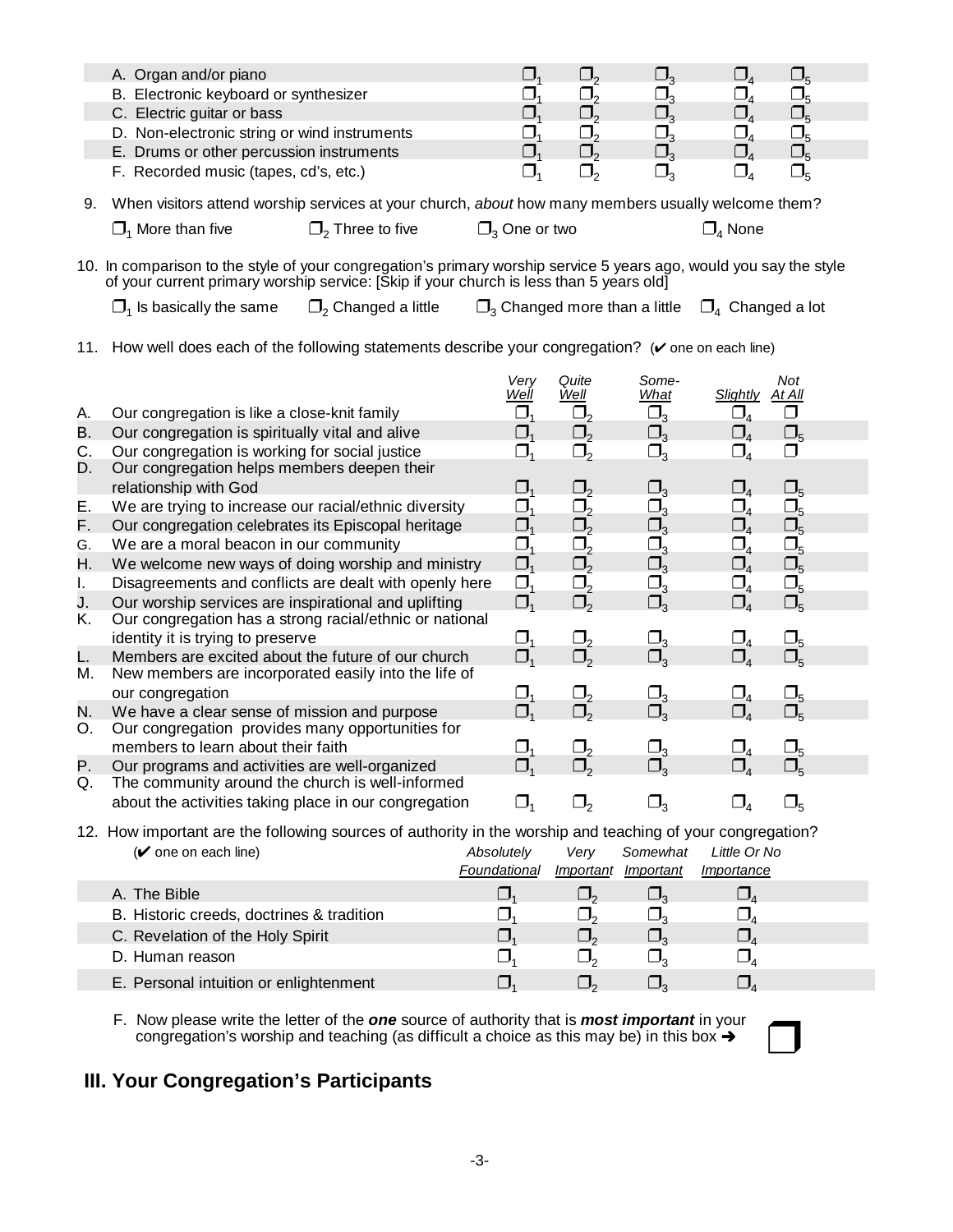| | | | | | |
|---|---|---|---|---|---|
| A. Organ and/or piano | ❐1 | ❐2 | ❐3 | ❐4 | ❐5 |
| B. Electronic keyboard or synthesizer | ❐1 | ❐2 | ❐3 | ❐4 | ❐5 |
| C. Electric guitar or bass | ❐1 | ❐2 | ❐3 | ❐4 | ❐5 |
| D. Non-electronic string or wind instruments | ❐1 | ❐2 | ❐3 | ❐4 | ❐5 |
| E. Drums or other percussion instruments | ❐1 | ❐2 | ❐3 | ❐4 | ❐5 |
| F. Recorded music (tapes, cd's, etc.) | ❐1 | ❐2 | ❐3 | ❐4 | ❐5 |

9. When visitors attend worship services at your church, *about* how many members usually welcome them?

❐1 More than five ❐2 Three to five ❐3 One or two ❐4 None

10. In comparison to the style of your congregation's primary worship service 5 years ago, would you say the style of your current primary worship service: [Skip if your church is less than 5 years old]

❐1 Is basically the same ❐2 Changed a little ❐3 Changed more than a little ❐4 Changed a lot

11. How well does each of the following statements describe your congregation? (✔ one on each line)

| | Very Well | Quite Well | Some-What | Slightly | Not At All |
|---|---|---|---|---|---|
| A. Our congregation is like a close-knit family | ❐1 | ❐2 | ❐3 | ❐4 | ❐ |
| B. Our congregation is spiritually vital and alive | ❐1 | ❐2 | ❐3 | ❐4 | ❐5 |
| C. Our congregation is working for social justice | ❐1 | ❐2 | ❐3 | ❐4 | ❐ |
| D. Our congregation helps members deepen their relationship with God | ❐1 | ❐2 | ❐3 | ❐4 | ❐5 |
| E. We are trying to increase our racial/ethnic diversity | ❐1 | ❐2 | ❐3 | ❐4 | ❐5 |
| F. Our congregation celebrates its Episcopal heritage | ❐1 | ❐2 | ❐3 | ❐4 | ❐5 |
| G. We are a moral beacon in our community | ❐1 | ❐2 | ❐3 | ❐4 | ❐5 |
| H. We welcome new ways of doing worship and ministry | ❐1 | ❐2 | ❐3 | ❐4 | ❐5 |
| I. Disagreements and conflicts are dealt with openly here | ❐1 | ❐2 | ❐3 | ❐4 | ❐5 |
| J. Our worship services are inspirational and uplifting | ❐1 | ❐2 | ❐3 | ❐4 | ❐5 |
| K. Our congregation has a strong racial/ethnic or national identity it is trying to preserve | ❐1 | ❐2 | ❐3 | ❐4 | ❐5 |
| L. Members are excited about the future of our church | ❐1 | ❐2 | ❐3 | ❐4 | ❐5 |
| M. New members are incorporated easily into the life of our congregation | ❐1 | ❐2 | ❐3 | ❐4 | ❐5 |
| N. We have a clear sense of mission and purpose | ❐1 | ❐2 | ❐3 | ❐4 | ❐5 |
| O. Our congregation provides many opportunities for members to learn about their faith | ❐1 | ❐2 | ❐3 | ❐4 | ❐5 |
| P. Our programs and activities are well-organized | ❐1 | ❐2 | ❐3 | ❐4 | ❐5 |
| Q. The community around the church is well-informed about the activities taking place in our congregation | ❐1 | ❐2 | ❐3 | ❐4 | ❐5 |

12. How important are the following sources of authority in the worship and teaching of your congregation?

| (✔ one on each line) | Absolutely Foundational | Very Important | Somewhat Important | Little Or No Importance |
|---|---|---|---|---|
| A. The Bible | ❐1 | ❐2 | ❐3 | ❐4 |
| B. Historic creeds, doctrines & tradition | ❐1 | ❐2 | ❐3 | ❐4 |
| C. Revelation of the Holy Spirit | ❐1 | ❐2 | ❐3 | ❐4 |
| D. Human reason | ❐1 | ❐2 | ❐3 | ❐4 |
| E. Personal intuition or enlightenment | ❐1 | ❐2 | ❐3 | ❐4 |

F. Now please write the letter of the ***one*** source of authority that is ***most important*** in your congregation's worship and teaching (as difficult a choice as this may be) in this box ➔ ❐

## III. Your Congregation's Participants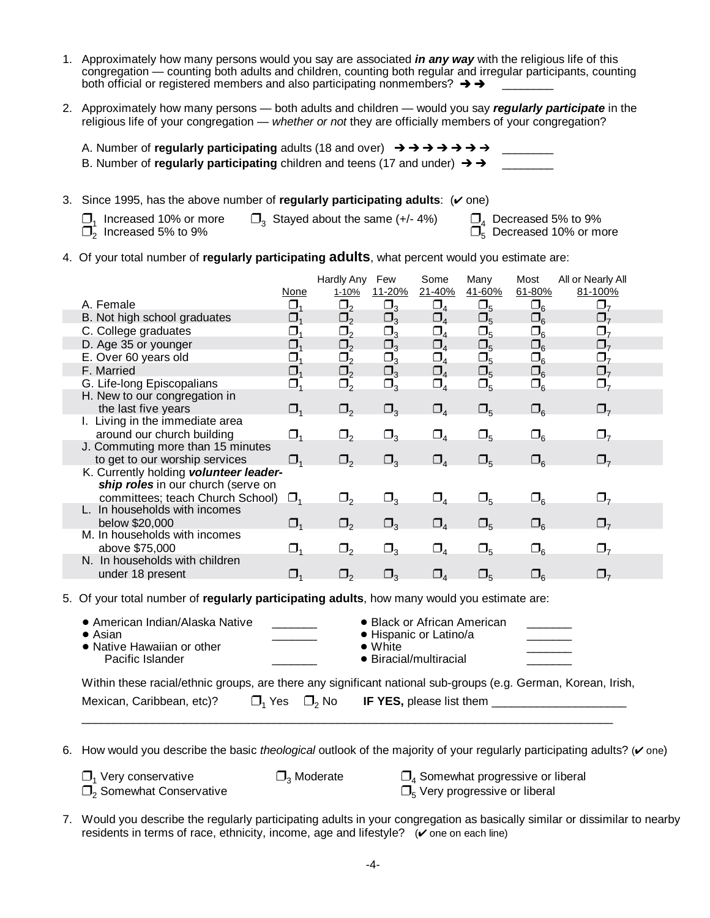1. Approximately how many persons would you say are associated ***in any way*** with the religious life of this congregation — counting both adults and children, counting both regular and irregular participants, counting both official or registered members and also participating nonmembers? ➔➔ ________

2. Approximately how many persons — both adults and children — would you say ***regularly participate*** in the religious life of your congregation — *whether or not* they are officially members of your congregation?

   A. Number of **regularly participating** adults (18 and over) ➔➔➔➔➔➔➔ ________
   
   B. Number of **regularly participating** children and teens (17 and under) ➔➔ ________

3. Since 1995, has the above number of **regularly participating adults**: (✔ one)

   ❒1 Increased 10% or more ❒2 Increased 5% to 9% ❒3 Stayed about the same (+/- 4%) ❒4 Decreased 5% to 9% ❒5 Decreased 10% or more

4. Of your total number of **regularly participating adults**, what percent would you estimate are:

| | None | Hardly Any 1-10% | Few 11-20% | Some 21-40% | Many 41-60% | Most 61-80% | All or Nearly All 81-100% |
|---|---|---|---|---|---|---|---|
| A. Female | ❒1 | ❒2 | ❒3 | ❒4 | ❒5 | ❒6 | ❒7 |
| B. Not high school graduates | ❒1 | ❒2 | ❒3 | ❒4 | ❒5 | ❒6 | ❒7 |
| C. College graduates | ❒1 | ❒2 | ❒3 | ❒4 | ❒5 | ❒6 | ❒7 |
| D. Age 35 or younger | ❒1 | ❒2 | ❒3 | ❒4 | ❒5 | ❒6 | ❒7 |
| E. Over 60 years old | ❒1 | ❒2 | ❒3 | ❒4 | ❒5 | ❒6 | ❒7 |
| F. Married | ❒1 | ❒2 | ❒3 | ❒4 | ❒5 | ❒6 | ❒7 |
| G. Life-long Episcopalians | ❒1 | ❒2 | ❒3 | ❒4 | ❒5 | ❒6 | ❒7 |
| H. New to our congregation in the last five years | ❒1 | ❒2 | ❒3 | ❒4 | ❒5 | ❒6 | ❒7 |
| I. Living in the immediate area around our church building | ❒1 | ❒2 | ❒3 | ❒4 | ❒5 | ❒6 | ❒7 |
| J. Commuting more than 15 minutes to get to our worship services | ❒1 | ❒2 | ❒3 | ❒4 | ❒5 | ❒6 | ❒7 |
| K. Currently holding ***volunteer leadership roles*** in our church (serve on committees; teach Church School) | ❒1 | ❒2 | ❒3 | ❒4 | ❒5 | ❒6 | ❒7 |
| L. In households with incomes below $20,000 | ❒1 | ❒2 | ❒3 | ❒4 | ❒5 | ❒6 | ❒7 |
| M. In households with incomes above $75,000 | ❒1 | ❒2 | ❒3 | ❒4 | ❒5 | ❒6 | ❒7 |
| N. In households with children under 18 present | ❒1 | ❒2 | ❒3 | ❒4 | ❒5 | ❒6 | ❒7 |

5. Of your total number of **regularly participating adults**, how many would you estimate are:

   - American Indian/Alaska Native _______
   - Asian _______
   - Native Hawaiian or other Pacific Islander _______
   - Black or African American _______
   - Hispanic or Latino/a _______
   - White _______
   - Biracial/multiracial _______

   Within these racial/ethnic groups, are there any significant national sub-groups (e.g. German, Korean, Irish, Mexican, Caribbean, etc)? ❒1 Yes ❒2 No **IF YES,** please list them ____________________
   
   ________________________________________________________________________________

6. How would you describe the basic *theological* outlook of the majority of your regularly participating adults? (✔ one)

   ❒1 Very conservative ❒2 Somewhat Conservative ❒3 Moderate ❒4 Somewhat progressive or liberal ❒5 Very progressive or liberal

7. Would you describe the regularly participating adults in your congregation as basically similar or dissimilar to nearby residents in terms of race, ethnicity, income, age and lifestyle? (✔ one on each line)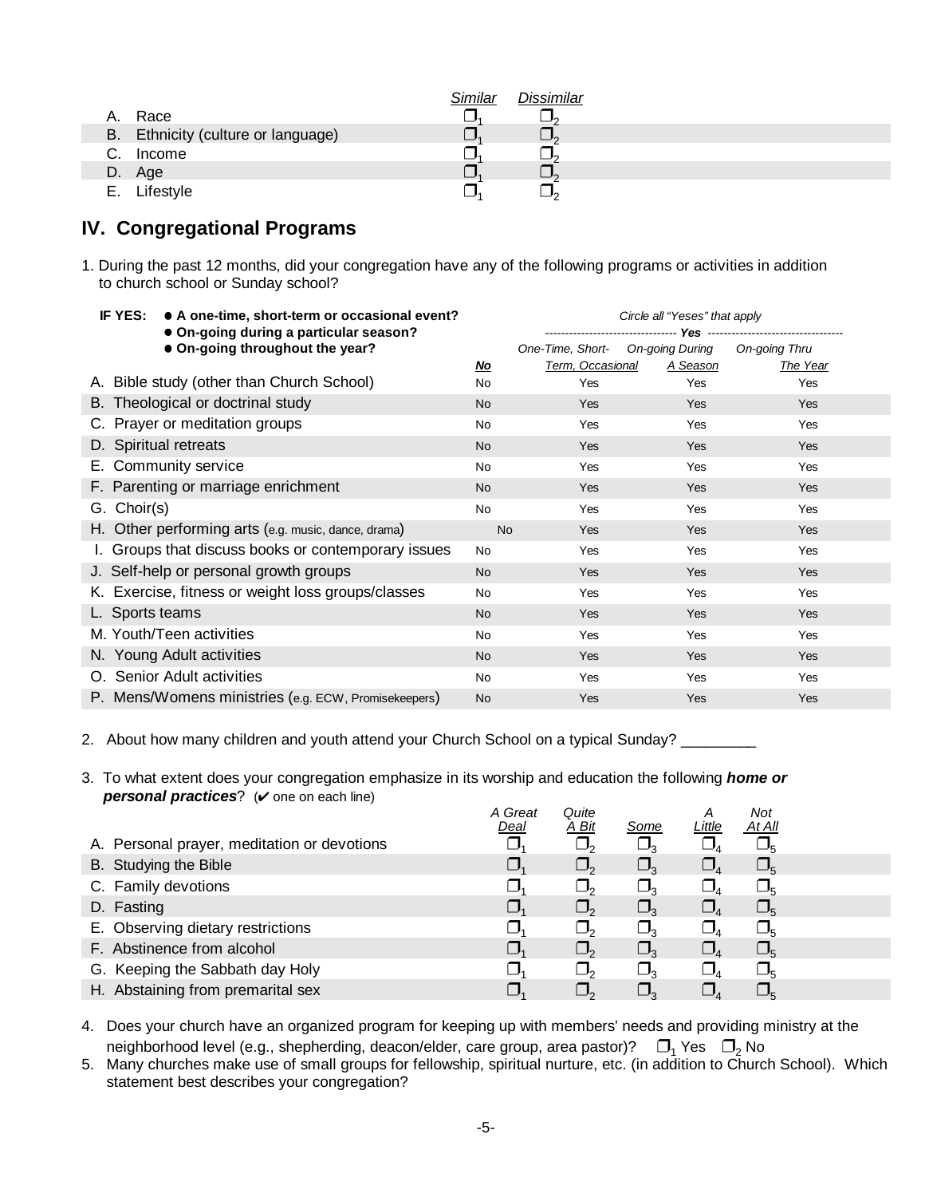| | Similar | Dissimilar |
|---|---|---|
| A. Race | ❒1 | ❒2 |
| B. Ethnicity (culture or language) | ❒1 | ❒2 |
| C. Income | ❒1 | ❒2 |
| D. Age | ❒1 | ❒2 |
| E. Lifestyle | ❒1 | ❒2 |

## IV. Congregational Programs

1. During the past 12 months, did your congregation have any of the following programs or activities in addition to church school or Sunday school?

**IF YES:**
- **A one-time, short-term or occasional event?**
- **On-going during a particular season?**
- **On-going throughout the year?**

*Circle all "Yeses" that apply*

| | | Yes | | |
|---|---|---|---|---|
| | **No** | *One-Time, Short-Term, Occasional* | *On-going During A Season* | *On-going Thru The Year* |
| A. Bible study (other than Church School) | No | Yes | Yes | Yes |
| B. Theological or doctrinal study | No | Yes | Yes | Yes |
| C. Prayer or meditation groups | No | Yes | Yes | Yes |
| D. Spiritual retreats | No | Yes | Yes | Yes |
| E. Community service | No | Yes | Yes | Yes |
| F. Parenting or marriage enrichment | No | Yes | Yes | Yes |
| G. Choir(s) | No | Yes | Yes | Yes |
| H. Other performing arts (e.g. music, dance, drama) | No | Yes | Yes | Yes |
| I. Groups that discuss books or contemporary issues | No | Yes | Yes | Yes |
| J. Self-help or personal growth groups | No | Yes | Yes | Yes |
| K. Exercise, fitness or weight loss groups/classes | No | Yes | Yes | Yes |
| L. Sports teams | No | Yes | Yes | Yes |
| M. Youth/Teen activities | No | Yes | Yes | Yes |
| N. Young Adult activities | No | Yes | Yes | Yes |
| O. Senior Adult activities | No | Yes | Yes | Yes |
| P. Mens/Womens ministries (e.g. ECW, Promisekeepers) | No | Yes | Yes | Yes |

2. About how many children and youth attend your Church School on a typical Sunday? _________

3. To what extent does your congregation emphasize in its worship and education the following ***home or personal practices***? (✔ one on each line)

| | A Great Deal | Quite A Bit | Some | A Little | Not At All |
|---|---|---|---|---|---|
| A. Personal prayer, meditation or devotions | ❒1 | ❒2 | ❒3 | ❒4 | ❒5 |
| B. Studying the Bible | ❒1 | ❒2 | ❒3 | ❒4 | ❒5 |
| C. Family devotions | ❒1 | ❒2 | ❒3 | ❒4 | ❒5 |
| D. Fasting | ❒1 | ❒2 | ❒3 | ❒4 | ❒5 |
| E. Observing dietary restrictions | ❒1 | ❒2 | ❒3 | ❒4 | ❒5 |
| F. Abstinence from alcohol | ❒1 | ❒2 | ❒3 | ❒4 | ❒5 |
| G. Keeping the Sabbath day Holy | ❒1 | ❒2 | ❒3 | ❒4 | ❒5 |
| H. Abstaining from premarital sex | ❒1 | ❒2 | ❒3 | ❒4 | ❒5 |

4. Does your church have an organized program for keeping up with members' needs and providing ministry at the neighborhood level (e.g., shepherding, deacon/elder, care group, area pastor)? ❒1 Yes ❒2 No

5. Many churches make use of small groups for fellowship, spiritual nurture, etc. (in addition to Church School). Which statement best describes your congregation?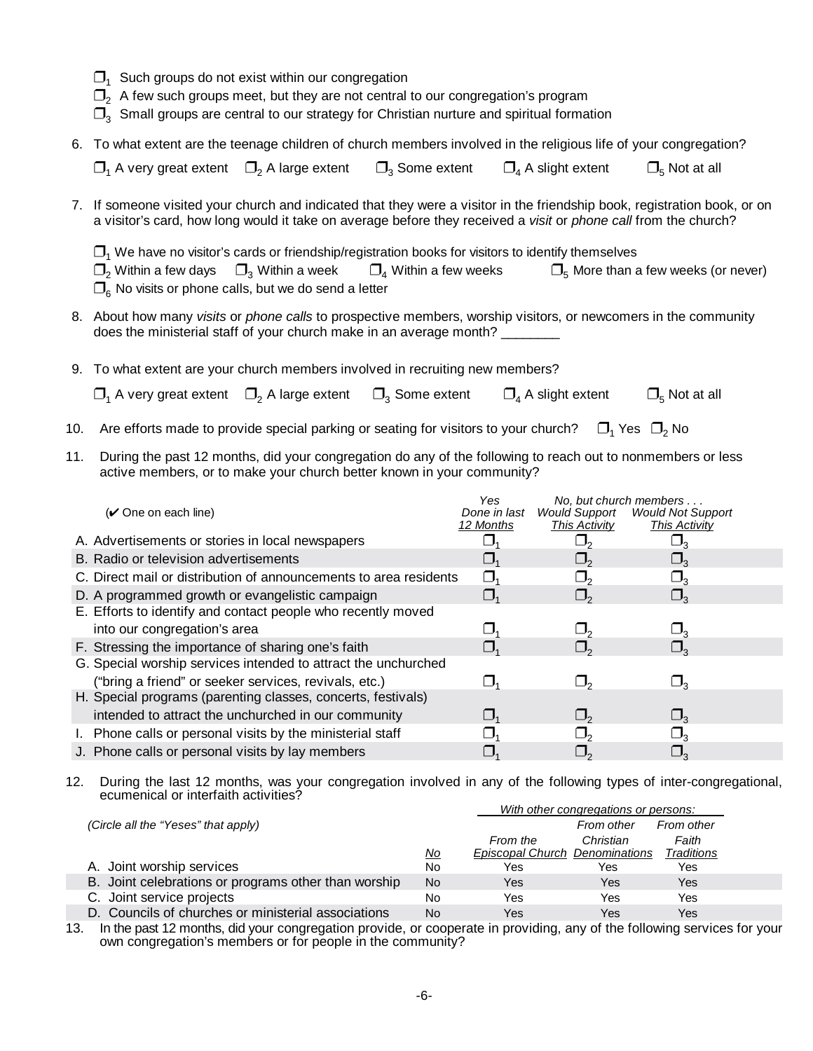❒[1] Such groups do not exist within our congregation
❒[2] A few such groups meet, but they are not central to our congregation's program
❒[3] Small groups are central to our strategy for Christian nurture and spiritual formation

6. To what extent are the teenage children of church members involved in the religious life of your congregation?

   ❒[1] A very great extent ❒[2] A large extent ❒[3] Some extent ❒[4] A slight extent ❒[5] Not at all

7. If someone visited your church and indicated that they were a visitor in the friendship book, registration book, or on a visitor's card, how long would it take on average before they received a *visit* or *phone call* from the church?

   ❒[1] We have no visitor's cards or friendship/registration books for visitors to identify themselves
   ❒[2] Within a few days ❒[3] Within a week ❒[4] Within a few weeks ❒[5] More than a few weeks (or never)
   ❒[6] No visits or phone calls, but we do send a letter

8. About how many *visits* or *phone calls* to prospective members, worship visitors, or newcomers in the community does the ministerial staff of your church make in an average month? ________

9. To what extent are your church members involved in recruiting new members?

   ❒[1] A very great extent ❒[2] A large extent ❒[3] Some extent ❒[4] A slight extent ❒[5] Not at all

10. Are efforts made to provide special parking or seating for visitors to your church? ❒[1] Yes ❒[2] No

11. During the past 12 months, did your congregation do any of the following to reach out to nonmembers or less active members, or to make your church better known in your community?

| (✔ One on each line) | *Yes Done in last 12 Months* | *No, but church members . . . Would Support This Activity* | *Would Not Support This Activity* |
|---|---|---|---|
| A. Advertisements or stories in local newspapers | ❒[1] | ❒[2] | ❒[3] |
| B. Radio or television advertisements | ❒[1] | ❒[2] | ❒[3] |
| C. Direct mail or distribution of announcements to area residents | ❒[1] | ❒[2] | ❒[3] |
| D. A programmed growth or evangelistic campaign | ❒[1] | ❒[2] | ❒[3] |
| E. Efforts to identify and contact people who recently moved into our congregation's area | ❒[1] | ❒[2] | ❒[3] |
| F. Stressing the importance of sharing one's faith | ❒[1] | ❒[2] | ❒[3] |
| G. Special worship services intended to attract the unchurched ("bring a friend" or seeker services, revivals, etc.) | ❒[1] | ❒[2] | ❒[3] |
| H. Special programs (parenting classes, concerts, festivals) intended to attract the unchurched in our community | ❒[1] | ❒[2] | ❒[3] |
| I. Phone calls or personal visits by the ministerial staff | ❒[1] | ❒[2] | ❒[3] |
| J. Phone calls or personal visits by lay members | ❒[1] | ❒[2] | ❒[3] |

12. During the last 12 months, was your congregation involved in any of the following types of inter-congregational, ecumenical or interfaith activities?

| *(Circle all the "Yeses" that apply)* | | *With other congregations or persons:* | | |
|---|---|---|---|---|
| | *No* | *From the Episcopal Church* | *From other Christian Denominations* | *From other Faith Traditions* |
| A. Joint worship services | No | Yes | Yes | Yes |
| B. Joint celebrations or programs other than worship | No | Yes | Yes | Yes |
| C. Joint service projects | No | Yes | Yes | Yes |
| D. Councils of churches or ministerial associations | No | Yes | Yes | Yes |

13. In the past 12 months, did your congregation provide, or cooperate in providing, any of the following services for your own congregation's members or for people in the community?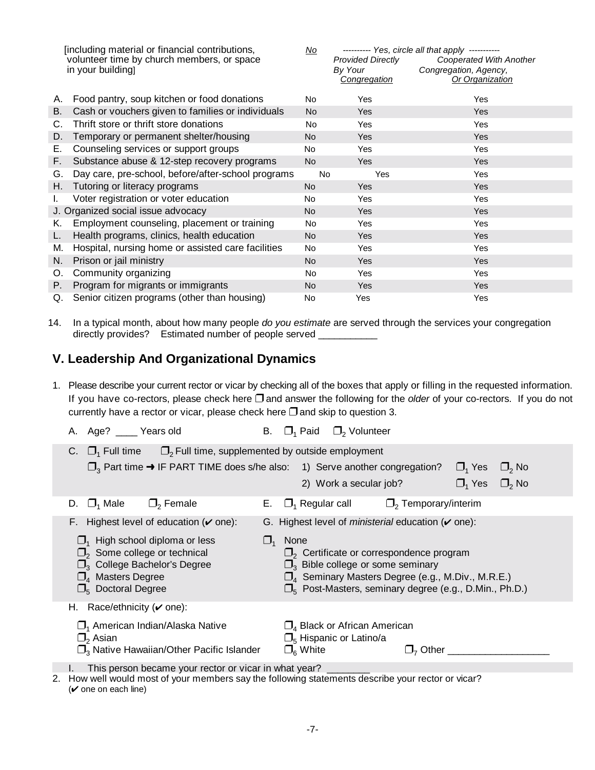| [including material or financial contributions, volunteer time by church members, or space in your building] | No | ---------- *Yes, circle all that apply* ----------- *Provided Directly By Your Congregation* | *Cooperated With Another Congregation, Agency, Or Organization* |
|---|---|---|---|
| A. Food pantry, soup kitchen or food donations | No | Yes | Yes |
| B. Cash or vouchers given to families or individuals | No | Yes | Yes |
| C. Thrift store or thrift store donations | No | Yes | Yes |
| D. Temporary or permanent shelter/housing | No | Yes | Yes |
| E. Counseling services or support groups | No | Yes | Yes |
| F. Substance abuse & 12-step recovery programs | No | Yes | Yes |
| G. Day care, pre-school, before/after-school programs | No | Yes | Yes |
| H. Tutoring or literacy programs | No | Yes | Yes |
| I. Voter registration or voter education | No | Yes | Yes |
| J. Organized social issue advocacy | No | Yes | Yes |
| K. Employment counseling, placement or training | No | Yes | Yes |
| L. Health programs, clinics, health education | No | Yes | Yes |
| M. Hospital, nursing home or assisted care facilities | No | Yes | Yes |
| N. Prison or jail ministry | No | Yes | Yes |
| O. Community organizing | No | Yes | Yes |
| P. Program for migrants or immigrants | No | Yes | Yes |
| Q. Senior citizen programs (other than housing) | No | Yes | Yes |

14. In a typical month, about how many people *do you estimate* are served through the services your congregation directly provides? Estimated number of people served ___________

## V. Leadership And Organizational Dynamics

1. Please describe your current rector or vicar by checking all of the boxes that apply or filling in the requested information. If you have co-rectors, please check here ❐ and answer the following for the *older* of your co-rectors. If you do not currently have a rector or vicar, please check here ❐ and skip to question 3.

   A. Age? ____ Years old

   B. ❐1 Paid ❐2 Volunteer

   C. ❐1 Full time ❐2 Full time, supplemented by outside employment
   ❐3 Part time ➜ IF PART TIME does s/he also:
   1) Serve another congregation? ❐1 Yes ❐2 No
   2) Work a secular job? ❐1 Yes ❐2 No

   D. ❐1 Male ❐2 Female

   E. ❐1 Regular call ❐2 Temporary/interim

   F. Highest level of education (✔ one):
   - ❐1 High school diploma or less
   - ❐2 Some college or technical
   - ❐3 College Bachelor's Degree
   - ❐4 Masters Degree
   - ❐5 Doctoral Degree

   G. Highest level of *ministerial* education (✔ one):
   - ❐1 None
   - ❐2 Certificate or correspondence program
   - ❐3 Bible college or some seminary
   - ❐4 Seminary Masters Degree (e.g., M.Div., M.R.E.)
   - ❐5 Post-Masters, seminary degree (e.g., D.Min., Ph.D.)

   H. Race/ethnicity (✔ one):
   - ❐1 American Indian/Alaska Native
   - ❐2 Asian
   - ❐3 Native Hawaiian/Other Pacific Islander
   - ❐4 Black or African American
   - ❐5 Hispanic or Latino/a
   - ❐6 White
   - ❐7 Other ___________________

   I. This person became your rector or vicar in what year? ________

2. How well would most of your members say the following statements describe your rector or vicar? (✔ one on each line)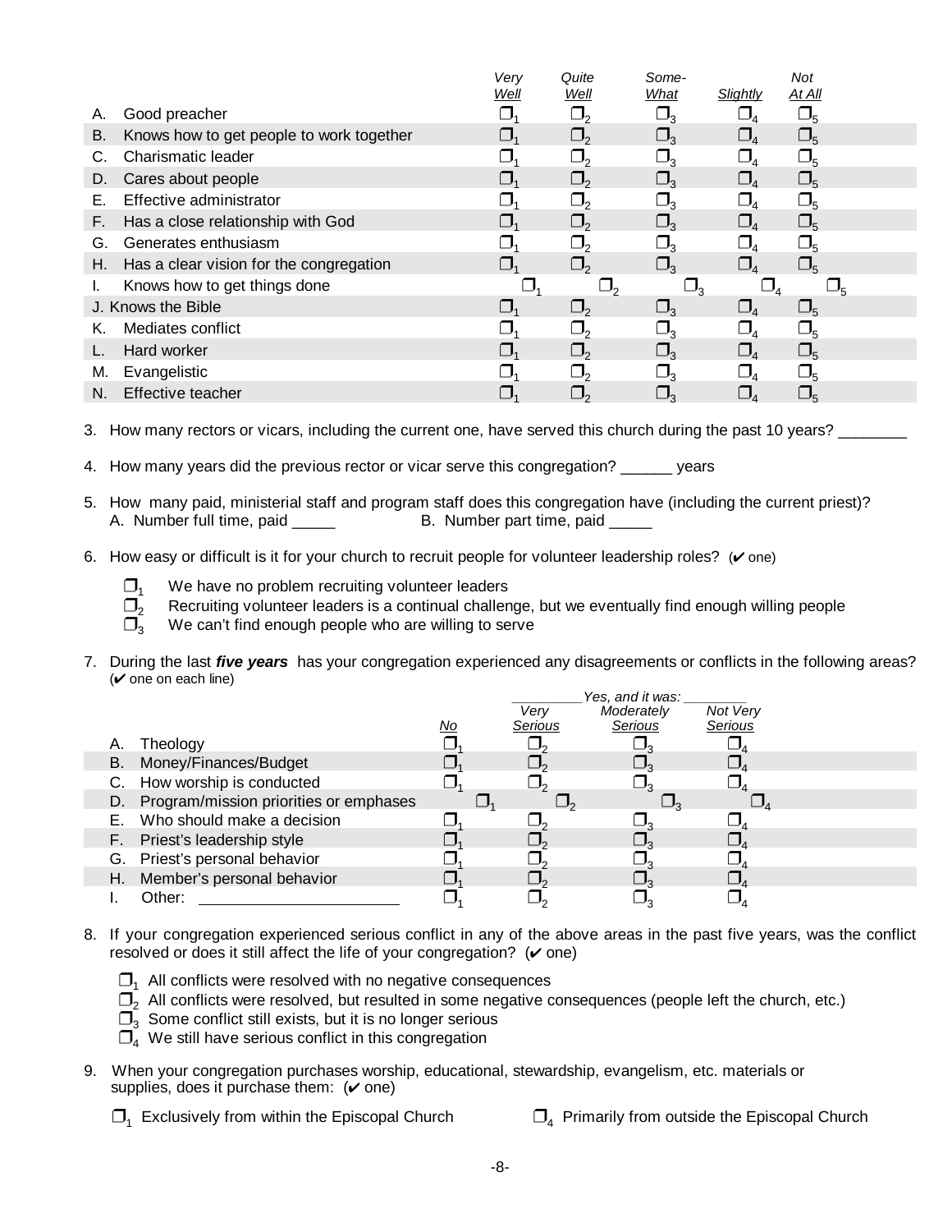| | Very Well | Quite Well | Some-What | Slightly | Not At All |
|---|---|---|---|---|---|
| A. Good preacher | ❒1 | ❒2 | ❒3 | ❒4 | ❒5 |
| B. Knows how to get people to work together | ❒1 | ❒2 | ❒3 | ❒4 | ❒5 |
| C. Charismatic leader | ❒1 | ❒2 | ❒3 | ❒4 | ❒5 |
| D. Cares about people | ❒1 | ❒2 | ❒3 | ❒4 | ❒5 |
| E. Effective administrator | ❒1 | ❒2 | ❒3 | ❒4 | ❒5 |
| F. Has a close relationship with God | ❒1 | ❒2 | ❒3 | ❒4 | ❒5 |
| G. Generates enthusiasm | ❒1 | ❒2 | ❒3 | ❒4 | ❒5 |
| H. Has a clear vision for the congregation | ❒1 | ❒2 | ❒3 | ❒4 | ❒5 |
| I. Knows how to get things done | ❒1 | ❒2 | ❒3 | ❒4 | ❒5 |
| J. Knows the Bible | ❒1 | ❒2 | ❒3 | ❒4 | ❒5 |
| K. Mediates conflict | ❒1 | ❒2 | ❒3 | ❒4 | ❒5 |
| L. Hard worker | ❒1 | ❒2 | ❒3 | ❒4 | ❒5 |
| M. Evangelistic | ❒1 | ❒2 | ❒3 | ❒4 | ❒5 |
| N. Effective teacher | ❒1 | ❒2 | ❒3 | ❒4 | ❒5 |

3. How many rectors or vicars, including the current one, have served this church during the past 10 years? ________

4. How many years did the previous rector or vicar serve this congregation? ______ years

5. How many paid, ministerial staff and program staff does this congregation have (including the current priest)?
   A. Number full time, paid _____ B. Number part time, paid _____

6. How easy or difficult is it for your church to recruit people for volunteer leadership roles? (✔ one)

   ❒1 We have no problem recruiting volunteer leaders
   ❒2 Recruiting volunteer leaders is a continual challenge, but we eventually find enough willing people
   ❒3 We can't find enough people who are willing to serve

7. During the last ***five years*** has your congregation experienced any disagreements or conflicts in the following areas? (✔ one on each line)

| | No | Yes, and it was: Very Serious | Moderately Serious | Not Very Serious |
|---|---|---|---|---|
| A. Theology | ❒1 | ❒2 | ❒3 | ❒4 |
| B. Money/Finances/Budget | ❒1 | ❒2 | ❒3 | ❒4 |
| C. How worship is conducted | ❒1 | ❒2 | ❒3 | ❒4 |
| D. Program/mission priorities or emphases | ❒1 | ❒2 | ❒3 | ❒4 |
| E. Who should make a decision | ❒1 | ❒2 | ❒3 | ❒4 |
| F. Priest's leadership style | ❒1 | ❒2 | ❒3 | ❒4 |
| G. Priest's personal behavior | ❒1 | ❒2 | ❒3 | ❒4 |
| H. Member's personal behavior | ❒1 | ❒2 | ❒3 | ❒4 |
| I. Other: ______________________ | ❒1 | ❒2 | ❒3 | ❒4 |

8. If your congregation experienced serious conflict in any of the above areas in the past five years, was the conflict resolved or does it still affect the life of your congregation? (✔ one)

   ❒1 All conflicts were resolved with no negative consequences
   ❒2 All conflicts were resolved, but resulted in some negative consequences (people left the church, etc.)
   ❒3 Some conflict still exists, but it is no longer serious
   ❒4 We still have serious conflict in this congregation

9. When your congregation purchases worship, educational, stewardship, evangelism, etc. materials or supplies, does it purchase them: (✔ one)

   ❒1 Exclusively from within the Episcopal Church ❒4 Primarily from outside the Episcopal Church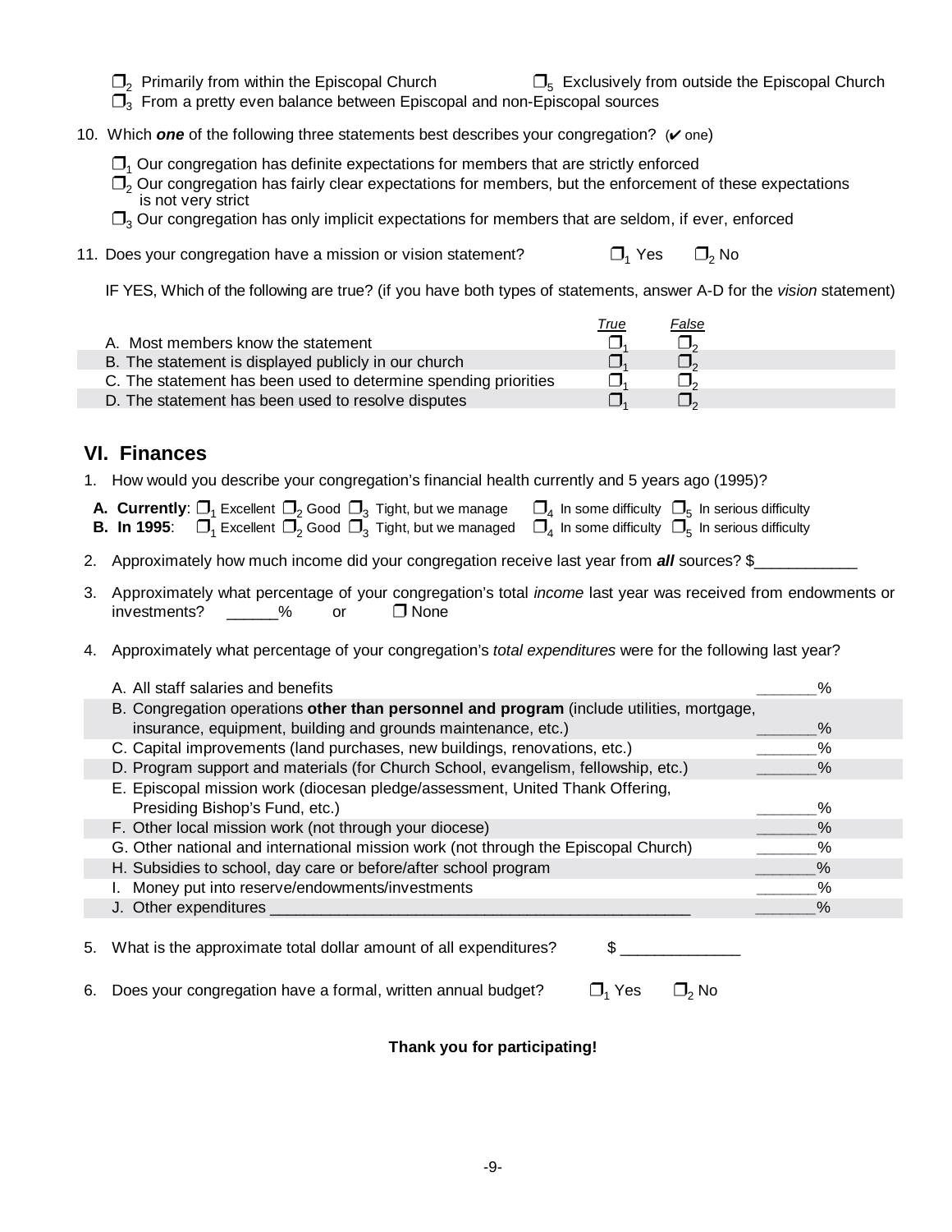❒[2] Primarily from within the Episcopal Church ❒[5] Exclusively from outside the Episcopal Church
❒[3] From a pretty even balance between Episcopal and non-Episcopal sources

10. Which ***one*** of the following three statements best describes your congregation? (✔ one)

    ❒[1] Our congregation has definite expectations for members that are strictly enforced
    ❒[2] Our congregation has fairly clear expectations for members, but the enforcement of these expectations is not very strict
    ❒[3] Our congregation has only implicit expectations for members that are seldom, if ever, enforced

11. Does your congregation have a mission or vision statement? ❒[1] Yes ❒[2] No

    IF YES, Which of the following are true? (if you have both types of statements, answer A-D for the *vision* statement)

| | *True* | *False* |
|---|---|---|
| A. Most members know the statement | ❒[1] | ❒[2] |
| B. The statement is displayed publicly in our church | ❒[1] | ❒[2] |
| C. The statement has been used to determine spending priorities | ❒[1] | ❒[2] |
| D. The statement has been used to resolve disputes | ❒[1] | ❒[2] |

## VI. Finances

1. How would you describe your congregation's financial health currently and 5 years ago (1995)?

   **A. Currently**: ❒[1] Excellent ❒[2] Good ❒[3] Tight, but we manage ❒[4] In some difficulty ❒[5] In serious difficulty
   **B. In 1995**: ❒[1] Excellent ❒[2] Good ❒[3] Tight, but we managed ❒[4] In some difficulty ❒[5] In serious difficulty

2. Approximately how much income did your congregation receive last year from ***all*** sources? $____________

3. Approximately what percentage of your congregation's total *income* last year was received from endowments or investments? ______% or ❒ None

4. Approximately what percentage of your congregation's *total expenditures* were for the following last year?

| | |
|---|---|
| A. All staff salaries and benefits | _______% |
| B. Congregation operations **other than personnel and program** (include utilities, mortgage, insurance, equipment, building and grounds maintenance, etc.) | _______% |
| C. Capital improvements (land purchases, new buildings, renovations, etc.) | _______% |
| D. Program support and materials (for Church School, evangelism, fellowship, etc.) | _______% |
| E. Episcopal mission work (diocesan pledge/assessment, United Thank Offering, Presiding Bishop's Fund, etc.) | _______% |
| F. Other local mission work (not through your diocese) | _______% |
| G. Other national and international mission work (not through the Episcopal Church) | _______% |
| H. Subsidies to school, day care or before/after school program | _______% |
| I. Money put into reserve/endowments/investments | _______% |
| J. Other expenditures _________________________________________________ | _______% |

5. What is the approximate total dollar amount of all expenditures? $ ______________

6. Does your congregation have a formal, written annual budget? ❒[1] Yes ❒[2] No

**Thank you for participating!**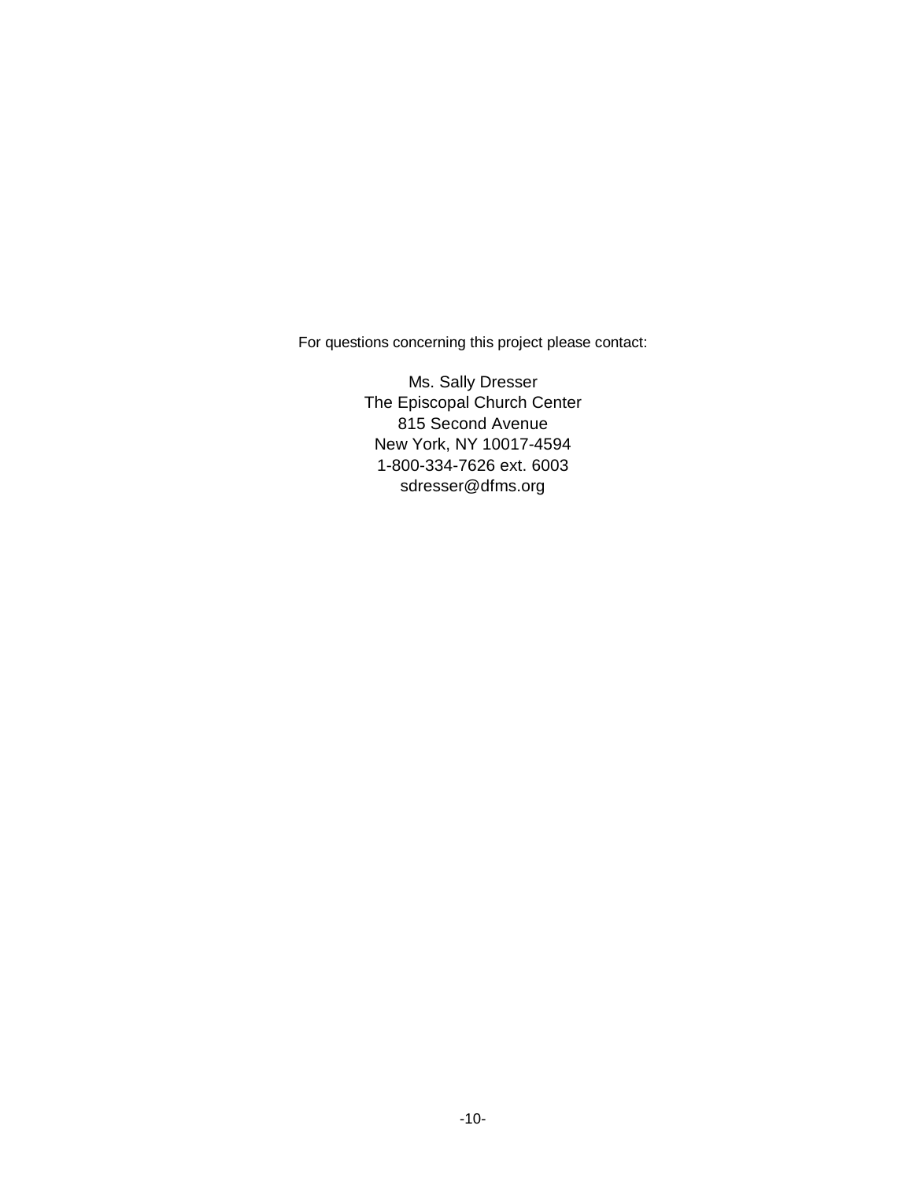For questions concerning this project please contact:

Ms. Sally Dresser
The Episcopal Church Center
815 Second Avenue
New York, NY 10017-4594
1-800-334-7626 ext. 6003
sdresser@dfms.org